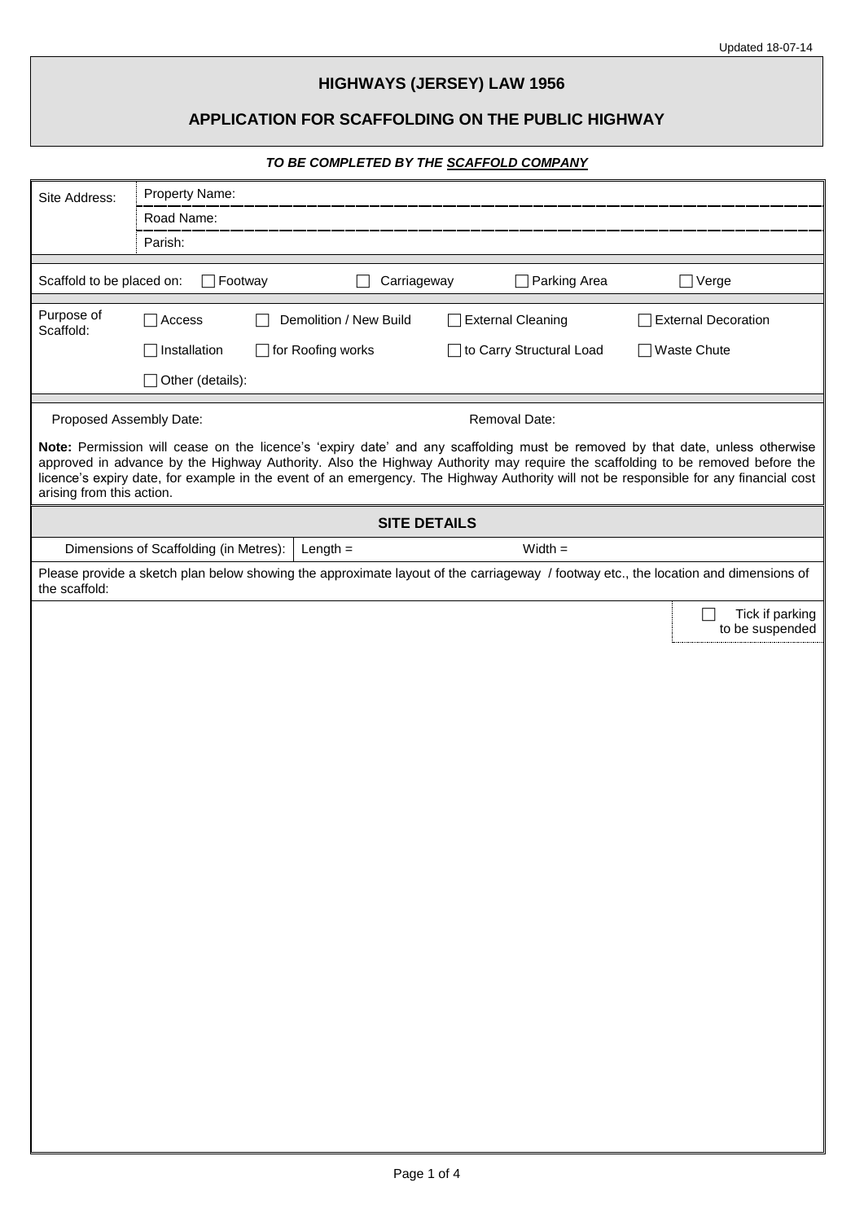Updated 18-07-14

# HIGHWAYS (JERSEY) LAW 1956

## APPLICATION FOR SCAFFOLDING ON THE PUBLIC HIGHWAY

***TO BE COMPLETED BY THE SCAFFOLD COMPANY***

| Site Address: | Property Name: |
|---|---|
| | Road Name: |
| | Parish: |

Scaffold to be placed on: ☐ Footway ☐ Carriageway ☐ Parking Area ☐ Verge

Purpose of Scaffold:

☐ Access ☐ Demolition / New Build ☐ External Cleaning ☐ External Decoration

☐ Installation ☐ for Roofing works ☐ to Carry Structural Load ☐ Waste Chute

☐ Other (details):

Proposed Assembly Date: Removal Date:

**Note:** Permission will cease on the licence's 'expiry date' and any scaffolding must be removed by that date, unless otherwise approved in advance by the Highway Authority. Also the Highway Authority may require the scaffolding to be removed before the licence's expiry date, for example in the event of an emergency. The Highway Authority will not be responsible for any financial cost arising from this action.

## SITE DETAILS

| Dimensions of Scaffolding (in Metres): | Length = | Width = |
|---|---|---|

Please provide a sketch plan below showing the approximate layout of the carriageway / footway etc., the location and dimensions of the scaffold:

☐ Tick if parking to be suspended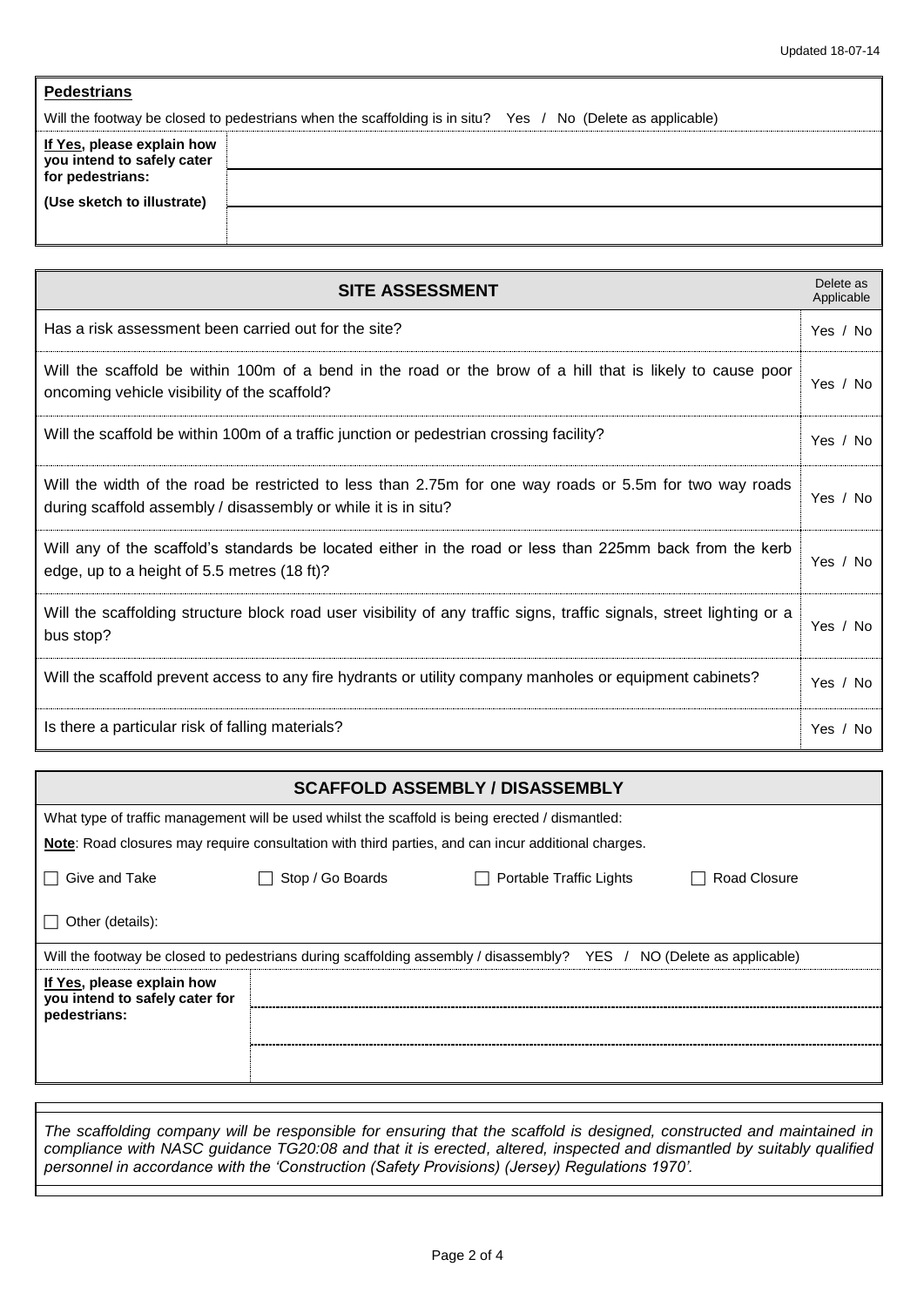**Pedestrians**

Will the footway be closed to pedestrians when the scaffolding is in situ? Yes / No (Delete as applicable)

| **If Yes, please explain how you intend to safely cater for pedestrians:** **(Use sketch to illustrate)** | |
|---|---|
| | |
| | |

| **SITE ASSESSMENT** | Delete as Applicable |
|---|---|
| Has a risk assessment been carried out for the site? | Yes / No |
| Will the scaffold be within 100m of a bend in the road or the brow of a hill that is likely to cause poor oncoming vehicle visibility of the scaffold? | Yes / No |
| Will the scaffold be within 100m of a traffic junction or pedestrian crossing facility? | Yes / No |
| Will the width of the road be restricted to less than 2.75m for one way roads or 5.5m for two way roads during scaffold assembly / disassembly or while it is in situ? | Yes / No |
| Will any of the scaffold's standards be located either in the road or less than 225mm back from the kerb edge, up to a height of 5.5 metres (18 ft)? | Yes / No |
| Will the scaffolding structure block road user visibility of any traffic signs, traffic signals, street lighting or a bus stop? | Yes / No |
| Will the scaffold prevent access to any fire hydrants or utility company manholes or equipment cabinets? | Yes / No |
| Is there a particular risk of falling materials? | Yes / No |

## SCAFFOLD ASSEMBLY / DISASSEMBLY

What type of traffic management will be used whilst the scaffold is being erected / dismantled:

**Note**: Road closures may require consultation with third parties, and can incur additional charges.

☐ Give and Take ☐ Stop / Go Boards ☐ Portable Traffic Lights ☐ Road Closure

☐ Other (details):

Will the footway be closed to pedestrians during scaffolding assembly / disassembly? YES / NO (Delete as applicable)

| **If Yes, please explain how you intend to safely cater for pedestrians:** | |
|---|---|
| | |
| | |

*The scaffolding company will be responsible for ensuring that the scaffold is designed, constructed and maintained in compliance with NASC guidance TG20:08 and that it is erected, altered, inspected and dismantled by suitably qualified personnel in accordance with the 'Construction (Safety Provisions) (Jersey) Regulations 1970'.*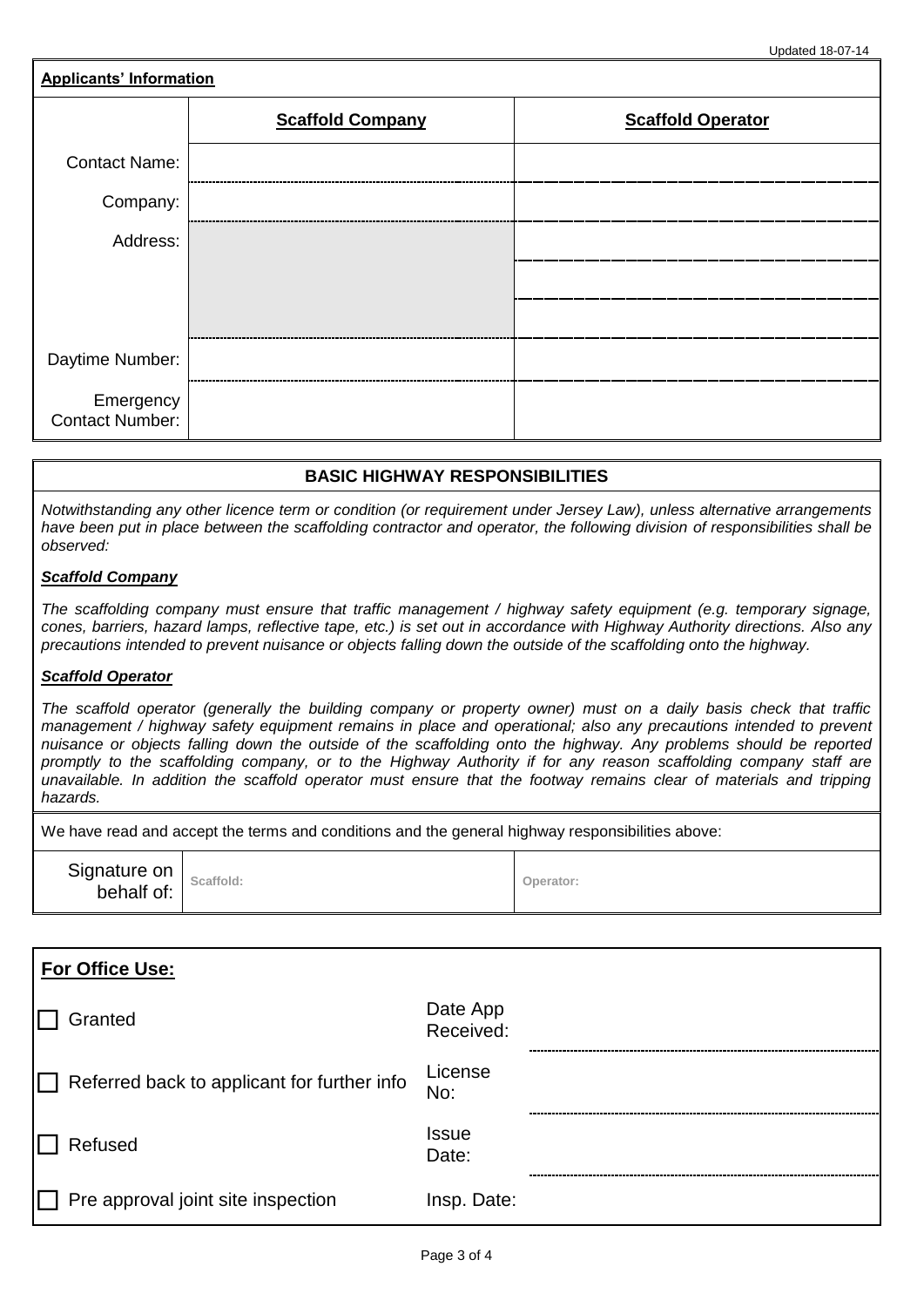Updated 18-07-14

**Applicants' Information**

| | **Scaffold Company** | **Scaffold Operator** |
|---|---|---|
| Contact Name: | | |
| Company: | | |
| Address: | | |
| | | |
| | | |
| Daytime Number: | | |
| Emergency Contact Number: | | |

## BASIC HIGHWAY RESPONSIBILITIES

*Notwithstanding any other licence term or condition (or requirement under Jersey Law), unless alternative arrangements have been put in place between the scaffolding contractor and operator, the following division of responsibilities shall be observed:*

***Scaffold Company***

*The scaffolding company must ensure that traffic management / highway safety equipment (e.g. temporary signage, cones, barriers, hazard lamps, reflective tape, etc.) is set out in accordance with Highway Authority directions. Also any precautions intended to prevent nuisance or objects falling down the outside of the scaffolding onto the highway.*

***Scaffold Operator***

*The scaffold operator (generally the building company or property owner) must on a daily basis check that traffic management / highway safety equipment remains in place and operational; also any precautions intended to prevent nuisance or objects falling down the outside of the scaffolding onto the highway. Any problems should be reported promptly to the scaffolding company, or to the Highway Authority if for any reason scaffolding company staff are unavailable. In addition the scaffold operator must ensure that the footway remains clear of materials and tripping hazards.*

We have read and accept the terms and conditions and the general highway responsibilities above:

| Signature on behalf of: | Scaffold: | Operator: |
|---|---|---|

**For Office Use:**

| | | |
|---|---|---|
| ☐ Granted | Date App Received: | |
| ☐ Referred back to applicant for further info | License No: | |
| ☐ Refused | Issue Date: | |
| ☐ Pre approval joint site inspection | Insp. Date: | |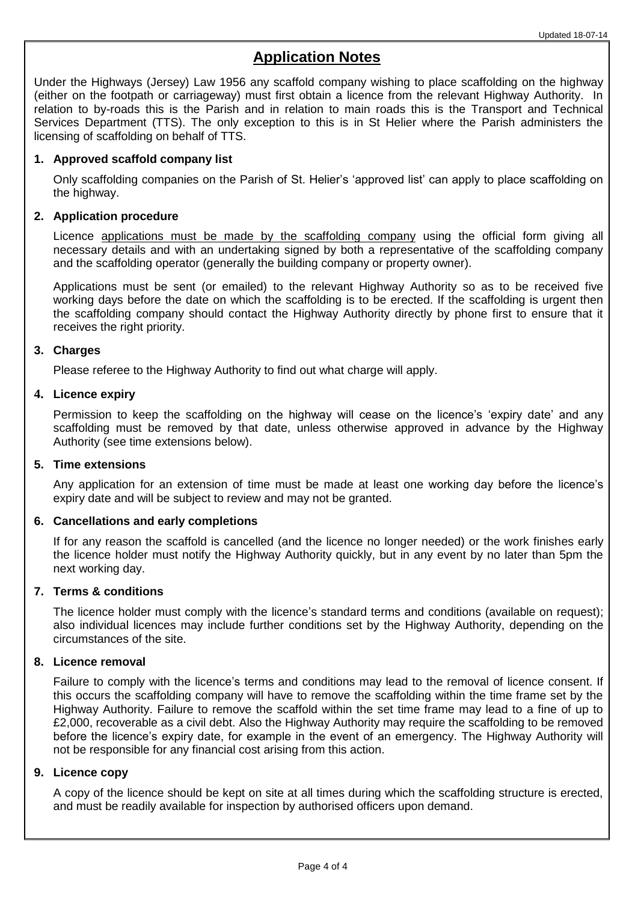# Application Notes

Under the Highways (Jersey) Law 1956 any scaffold company wishing to place scaffolding on the highway (either on the footpath or carriageway) must first obtain a licence from the relevant Highway Authority. In relation to by-roads this is the Parish and in relation to main roads this is the Transport and Technical Services Department (TTS). The only exception to this is in St Helier where the Parish administers the licensing of scaffolding on behalf of TTS.

## 1. Approved scaffold company list

Only scaffolding companies on the Parish of St. Helier's 'approved list' can apply to place scaffolding on the highway.

## 2. Application procedure

Licence applications must be made by the scaffolding company using the official form giving all necessary details and with an undertaking signed by both a representative of the scaffolding company and the scaffolding operator (generally the building company or property owner).

Applications must be sent (or emailed) to the relevant Highway Authority so as to be received five working days before the date on which the scaffolding is to be erected. If the scaffolding is urgent then the scaffolding company should contact the Highway Authority directly by phone first to ensure that it receives the right priority.

## 3. Charges

Please referee to the Highway Authority to find out what charge will apply.

## 4. Licence expiry

Permission to keep the scaffolding on the highway will cease on the licence's 'expiry date' and any scaffolding must be removed by that date, unless otherwise approved in advance by the Highway Authority (see time extensions below).

## 5. Time extensions

Any application for an extension of time must be made at least one working day before the licence's expiry date and will be subject to review and may not be granted.

## 6. Cancellations and early completions

If for any reason the scaffold is cancelled (and the licence no longer needed) or the work finishes early the licence holder must notify the Highway Authority quickly, but in any event by no later than 5pm the next working day.

## 7. Terms & conditions

The licence holder must comply with the licence's standard terms and conditions (available on request); also individual licences may include further conditions set by the Highway Authority, depending on the circumstances of the site.

## 8. Licence removal

Failure to comply with the licence's terms and conditions may lead to the removal of licence consent. If this occurs the scaffolding company will have to remove the scaffolding within the time frame set by the Highway Authority. Failure to remove the scaffold within the set time frame may lead to a fine of up to £2,000, recoverable as a civil debt. Also the Highway Authority may require the scaffolding to be removed before the licence's expiry date, for example in the event of an emergency. The Highway Authority will not be responsible for any financial cost arising from this action.

## 9. Licence copy

A copy of the licence should be kept on site at all times during which the scaffolding structure is erected, and must be readily available for inspection by authorised officers upon demand.